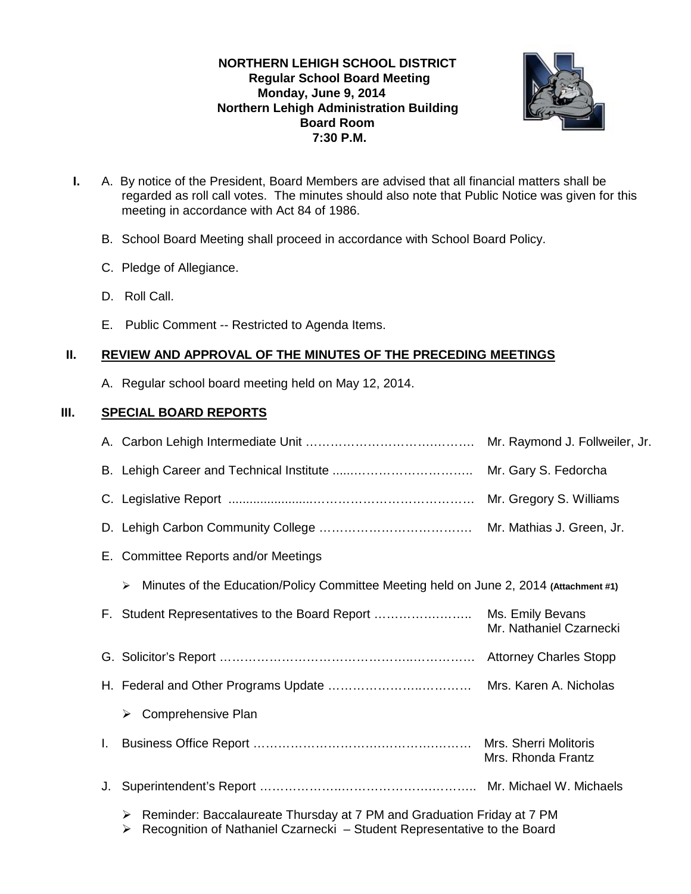**NORTHERN LEHIGH SCHOOL DISTRICT**
**Regular School Board Meeting**
**Monday, June 9, 2014**
**Northern Lehigh Administration Building**
**Board Room**
**7:30 P.M.**

**I.** A. By notice of the President, Board Members are advised that all financial matters shall be regarded as roll call votes. The minutes should also note that Public Notice was given for this meeting in accordance with Act 84 of 1986.

B. School Board Meeting shall proceed in accordance with School Board Policy.

C. Pledge of Allegiance.

D. Roll Call.

E. Public Comment -- Restricted to Agenda Items.

## II. REVIEW AND APPROVAL OF THE MINUTES OF THE PRECEDING MEETINGS

A. Regular school board meeting held on May 12, 2014.

## III. SPECIAL BOARD REPORTS

A. Carbon Lehigh Intermediate Unit …………………………………. Mr. Raymond J. Follweiler, Jr.

B. Lehigh Career and Technical Institute ..........…………………….. Mr. Gary S. Fedorcha

C. Legislative Report .......................…………………………………. Mr. Gregory S. Williams

D. Lehigh Carbon Community College ………………………………. Mr. Mathias J. Green, Jr.

E. Committee Reports and/or Meetings

- Minutes of the Education/Policy Committee Meeting held on June 2, 2014 **(Attachment #1)**

F. Student Representatives to the Board Report …………………….. Ms. Emily Bevans
Mr. Nathaniel Czarnecki

G. Solicitor's Report ………………………………………………………. Attorney Charles Stopp

H. Federal and Other Programs Update ……………………………. Mrs. Karen A. Nicholas

- Comprehensive Plan

I. Business Office Report ………………………………………………. Mrs. Sherri Molitoris
Mrs. Rhonda Frantz

J. Superintendent's Report ……………………………………………….. Mr. Michael W. Michaels

- Reminder: Baccalaureate Thursday at 7 PM and Graduation Friday at 7 PM
- Recognition of Nathaniel Czarnecki – Student Representative to the Board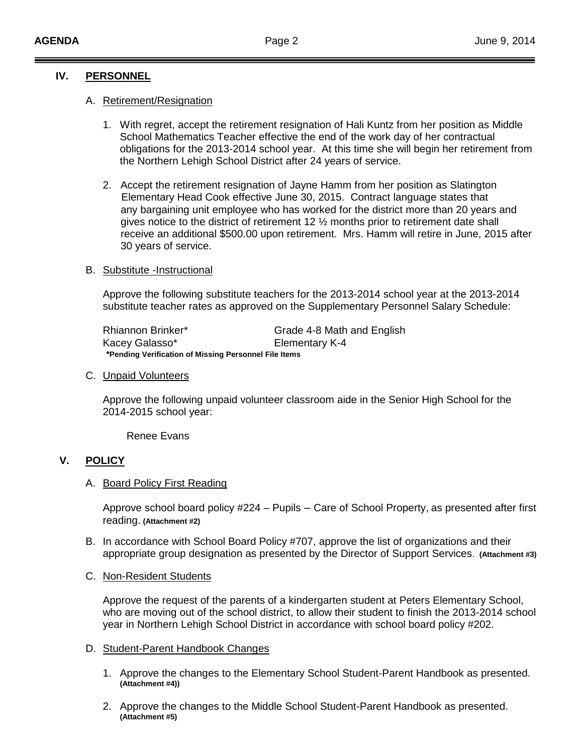## IV. PERSONNEL

### A. Retirement/Resignation

1. With regret, accept the retirement resignation of Hali Kuntz from her position as Middle School Mathematics Teacher effective the end of the work day of her contractual obligations for the 2013-2014 school year. At this time she will begin her retirement from the Northern Lehigh School District after 24 years of service.

2. Accept the retirement resignation of Jayne Hamm from her position as Slatington Elementary Head Cook effective June 30, 2015. Contract language states that any bargaining unit employee who has worked for the district more than 20 years and gives notice to the district of retirement 12 ½ months prior to retirement date shall receive an additional $500.00 upon retirement. Mrs. Hamm will retire in June, 2015 after 30 years of service.

### B. Substitute -Instructional

Approve the following substitute teachers for the 2013-2014 school year at the 2013-2014 substitute teacher rates as approved on the Supplementary Personnel Salary Schedule:

| | |
|---|---|
| Rhiannon Brinker* | Grade 4-8 Math and English |
| Kacey Galasso* | Elementary K-4 |

**\*Pending Verification of Missing Personnel File Items**

### C. Unpaid Volunteers

Approve the following unpaid volunteer classroom aide in the Senior High School for the 2014-2015 school year:

Renee Evans

## V. POLICY

### A. Board Policy First Reading

Approve school board policy #224 – Pupils – Care of School Property, as presented after first reading. **(Attachment #2)**

B. In accordance with School Board Policy #707, approve the list of organizations and their appropriate group designation as presented by the Director of Support Services. **(Attachment #3)**

### C. Non-Resident Students

Approve the request of the parents of a kindergarten student at Peters Elementary School, who are moving out of the school district, to allow their student to finish the 2013-2014 school year in Northern Lehigh School District in accordance with school board policy #202.

### D. Student-Parent Handbook Changes

1. Approve the changes to the Elementary School Student-Parent Handbook as presented. **(Attachment #4))**

2. Approve the changes to the Middle School Student-Parent Handbook as presented. **(Attachment #5)**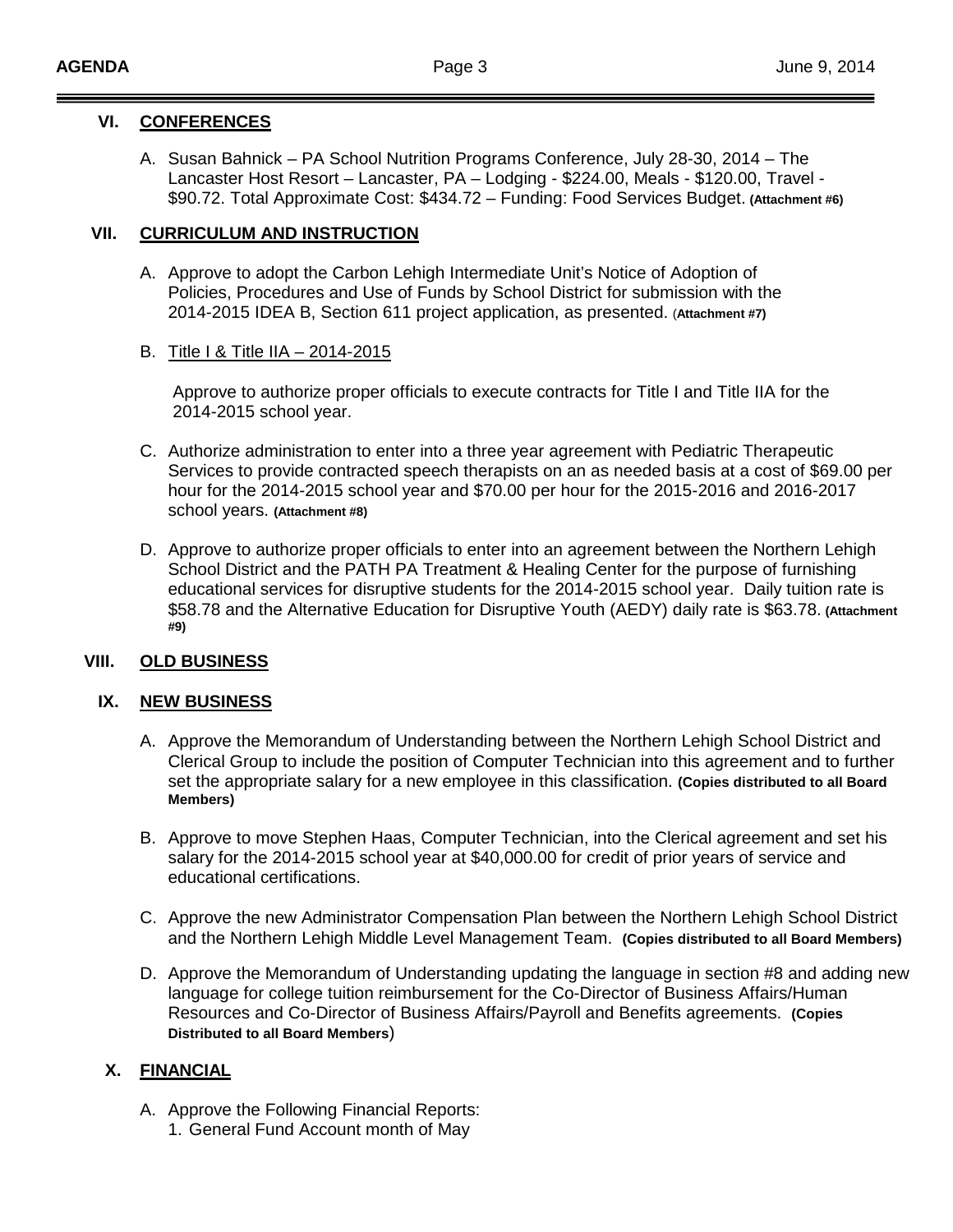## VI. CONFERENCES

A. Susan Bahnick – PA School Nutrition Programs Conference, July 28-30, 2014 – The Lancaster Host Resort – Lancaster, PA – Lodging - $224.00, Meals - $120.00, Travel - $90.72. Total Approximate Cost: $434.72 – Funding: Food Services Budget. **(Attachment #6)**

## VII. CURRICULUM AND INSTRUCTION

A. Approve to adopt the Carbon Lehigh Intermediate Unit's Notice of Adoption of Policies, Procedures and Use of Funds by School District for submission with the 2014-2015 IDEA B, Section 611 project application, as presented. (**Attachment #7)**

B. Title I & Title IIA – 2014-2015

Approve to authorize proper officials to execute contracts for Title I and Title IIA for the 2014-2015 school year.

C. Authorize administration to enter into a three year agreement with Pediatric Therapeutic Services to provide contracted speech therapists on an as needed basis at a cost of $69.00 per hour for the 2014-2015 school year and $70.00 per hour for the 2015-2016 and 2016-2017 school years. **(Attachment #8)**

D. Approve to authorize proper officials to enter into an agreement between the Northern Lehigh School District and the PATH PA Treatment & Healing Center for the purpose of furnishing educational services for disruptive students for the 2014-2015 school year. Daily tuition rate is $58.78 and the Alternative Education for Disruptive Youth (AEDY) daily rate is $63.78. **(Attachment #9)**

## VIII. OLD BUSINESS

## IX. NEW BUSINESS

A. Approve the Memorandum of Understanding between the Northern Lehigh School District and Clerical Group to include the position of Computer Technician into this agreement and to further set the appropriate salary for a new employee in this classification. **(Copies distributed to all Board Members)**

B. Approve to move Stephen Haas, Computer Technician, into the Clerical agreement and set his salary for the 2014-2015 school year at $40,000.00 for credit of prior years of service and educational certifications.

C. Approve the new Administrator Compensation Plan between the Northern Lehigh School District and the Northern Lehigh Middle Level Management Team. **(Copies distributed to all Board Members)**

D. Approve the Memorandum of Understanding updating the language in section #8 and adding new language for college tuition reimbursement for the Co-Director of Business Affairs/Human Resources and Co-Director of Business Affairs/Payroll and Benefits agreements. **(Copies Distributed to all Board Members)**

## X. FINANCIAL

A. Approve the Following Financial Reports:
   1. General Fund Account month of May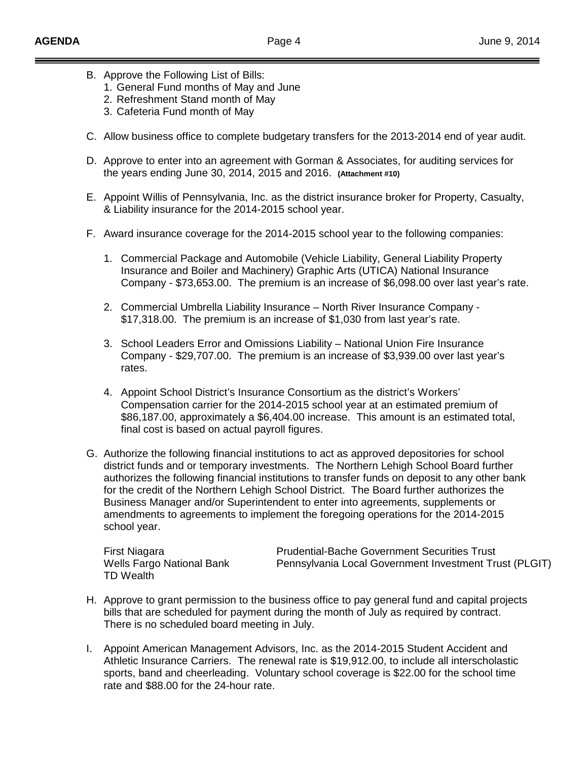B. Approve the Following List of Bills:
   1. General Fund months of May and June
   2. Refreshment Stand month of May
   3. Cafeteria Fund month of May

C. Allow business office to complete budgetary transfers for the 2013-2014 end of year audit.

D. Approve to enter into an agreement with Gorman & Associates, for auditing services for the years ending June 30, 2014, 2015 and 2016. **(Attachment #10)**

E. Appoint Willis of Pennsylvania, Inc. as the district insurance broker for Property, Casualty, & Liability insurance for the 2014-2015 school year.

F. Award insurance coverage for the 2014-2015 school year to the following companies:

   1. Commercial Package and Automobile (Vehicle Liability, General Liability Property Insurance and Boiler and Machinery) Graphic Arts (UTICA) National Insurance Company - $73,653.00. The premium is an increase of $6,098.00 over last year's rate.

   2. Commercial Umbrella Liability Insurance – North River Insurance Company - $17,318.00. The premium is an increase of $1,030 from last year's rate.

   3. School Leaders Error and Omissions Liability – National Union Fire Insurance Company - $29,707.00. The premium is an increase of $3,939.00 over last year's rates.

   4. Appoint School District's Insurance Consortium as the district's Workers' Compensation carrier for the 2014-2015 school year at an estimated premium of $86,187.00, approximately a $6,404.00 increase. This amount is an estimated total, final cost is based on actual payroll figures.

G. Authorize the following financial institutions to act as approved depositories for school district funds and or temporary investments. The Northern Lehigh School Board further authorizes the following financial institutions to transfer funds on deposit to any other bank for the credit of the Northern Lehigh School District. The Board further authorizes the Business Manager and/or Superintendent to enter into agreements, supplements or amendments to agreements to implement the foregoing operations for the 2014-2015 school year.

   First Niagara
   Wells Fargo National Bank
   TD Wealth
   Prudential-Bache Government Securities Trust
   Pennsylvania Local Government Investment Trust (PLGIT)

H. Approve to grant permission to the business office to pay general fund and capital projects bills that are scheduled for payment during the month of July as required by contract. There is no scheduled board meeting in July.

I. Appoint American Management Advisors, Inc. as the 2014-2015 Student Accident and Athletic Insurance Carriers. The renewal rate is $19,912.00, to include all interscholastic sports, band and cheerleading. Voluntary school coverage is $22.00 for the school time rate and $88.00 for the 24-hour rate.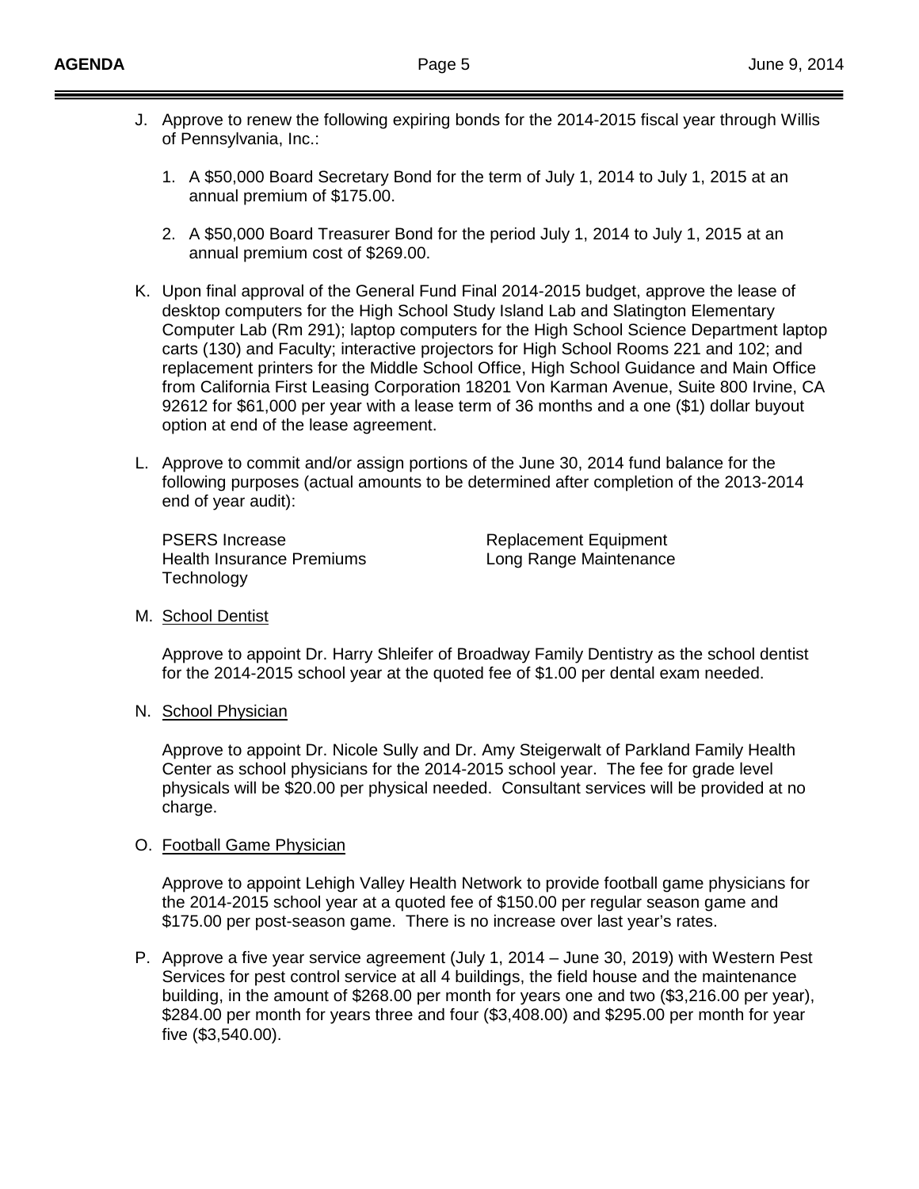J. Approve to renew the following expiring bonds for the 2014-2015 fiscal year through Willis of Pennsylvania, Inc.:

   1. A $50,000 Board Secretary Bond for the term of July 1, 2014 to July 1, 2015 at an annual premium of $175.00.

   2. A $50,000 Board Treasurer Bond for the period July 1, 2014 to July 1, 2015 at an annual premium cost of $269.00.

K. Upon final approval of the General Fund Final 2014-2015 budget, approve the lease of desktop computers for the High School Study Island Lab and Slatington Elementary Computer Lab (Rm 291); laptop computers for the High School Science Department laptop carts (130) and Faculty; interactive projectors for High School Rooms 221 and 102; and replacement printers for the Middle School Office, High School Guidance and Main Office from California First Leasing Corporation 18201 Von Karman Avenue, Suite 800 Irvine, CA 92612 for $61,000 per year with a lease term of 36 months and a one ($1) dollar buyout option at end of the lease agreement.

L. Approve to commit and/or assign portions of the June 30, 2014 fund balance for the following purposes (actual amounts to be determined after completion of the 2013-2014 end of year audit):

   PSERS Increase
   Health Insurance Premiums
   Technology
   Replacement Equipment
   Long Range Maintenance

M. School Dentist

   Approve to appoint Dr. Harry Shleifer of Broadway Family Dentistry as the school dentist for the 2014-2015 school year at the quoted fee of $1.00 per dental exam needed.

N. School Physician

   Approve to appoint Dr. Nicole Sully and Dr. Amy Steigerwalt of Parkland Family Health Center as school physicians for the 2014-2015 school year. The fee for grade level physicals will be $20.00 per physical needed. Consultant services will be provided at no charge.

O. Football Game Physician

   Approve to appoint Lehigh Valley Health Network to provide football game physicians for the 2014-2015 school year at a quoted fee of $150.00 per regular season game and $175.00 per post-season game. There is no increase over last year's rates.

P. Approve a five year service agreement (July 1, 2014 – June 30, 2019) with Western Pest Services for pest control service at all 4 buildings, the field house and the maintenance building, in the amount of $268.00 per month for years one and two ($3,216.00 per year), $284.00 per month for years three and four ($3,408.00) and $295.00 per month for year five ($3,540.00).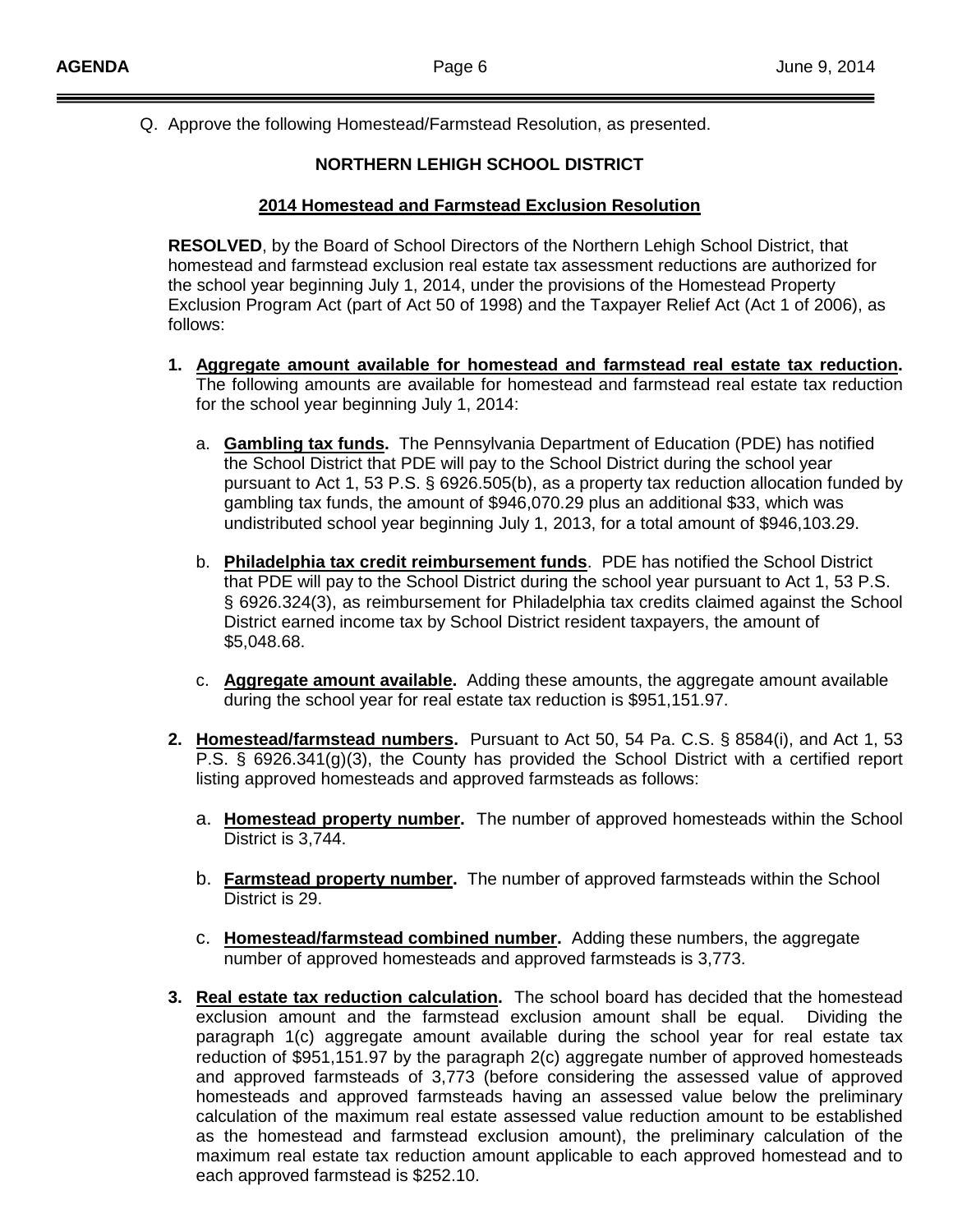Q. Approve the following Homestead/Farmstead Resolution, as presented.

**NORTHERN LEHIGH SCHOOL DISTRICT**

**2014 Homestead and Farmstead Exclusion Resolution**

**RESOLVED**, by the Board of School Directors of the Northern Lehigh School District, that homestead and farmstead exclusion real estate tax assessment reductions are authorized for the school year beginning July 1, 2014, under the provisions of the Homestead Property Exclusion Program Act (part of Act 50 of 1998) and the Taxpayer Relief Act (Act 1 of 2006), as follows:

1. **Aggregate amount available for homestead and farmstead real estate tax reduction.** The following amounts are available for homestead and farmstead real estate tax reduction for the school year beginning July 1, 2014:

   a. **Gambling tax funds.** The Pennsylvania Department of Education (PDE) has notified the School District that PDE will pay to the School District during the school year pursuant to Act 1, 53 P.S. § 6926.505(b), as a property tax reduction allocation funded by gambling tax funds, the amount of $946,070.29 plus an additional $33, which was undistributed school year beginning July 1, 2013, for a total amount of $946,103.29.

   b. **Philadelphia tax credit reimbursement funds**. PDE has notified the School District that PDE will pay to the School District during the school year pursuant to Act 1, 53 P.S. § 6926.324(3), as reimbursement for Philadelphia tax credits claimed against the School District earned income tax by School District resident taxpayers, the amount of $5,048.68.

   c. **Aggregate amount available.** Adding these amounts, the aggregate amount available during the school year for real estate tax reduction is $951,151.97.

2. **Homestead/farmstead numbers.** Pursuant to Act 50, 54 Pa. C.S. § 8584(i), and Act 1, 53 P.S. § 6926.341(g)(3), the County has provided the School District with a certified report listing approved homesteads and approved farmsteads as follows:

   a. **Homestead property number.** The number of approved homesteads within the School District is 3,744.

   b. **Farmstead property number.** The number of approved farmsteads within the School District is 29.

   c. **Homestead/farmstead combined number.** Adding these numbers, the aggregate number of approved homesteads and approved farmsteads is 3,773.

3. **Real estate tax reduction calculation.** The school board has decided that the homestead exclusion amount and the farmstead exclusion amount shall be equal. Dividing the paragraph 1(c) aggregate amount available during the school year for real estate tax reduction of $951,151.97 by the paragraph 2(c) aggregate number of approved homesteads and approved farmsteads of 3,773 (before considering the assessed value of approved homesteads and approved farmsteads having an assessed value below the preliminary calculation of the maximum real estate assessed value reduction amount to be established as the homestead and farmstead exclusion amount), the preliminary calculation of the maximum real estate tax reduction amount applicable to each approved homestead and to each approved farmstead is $252.10.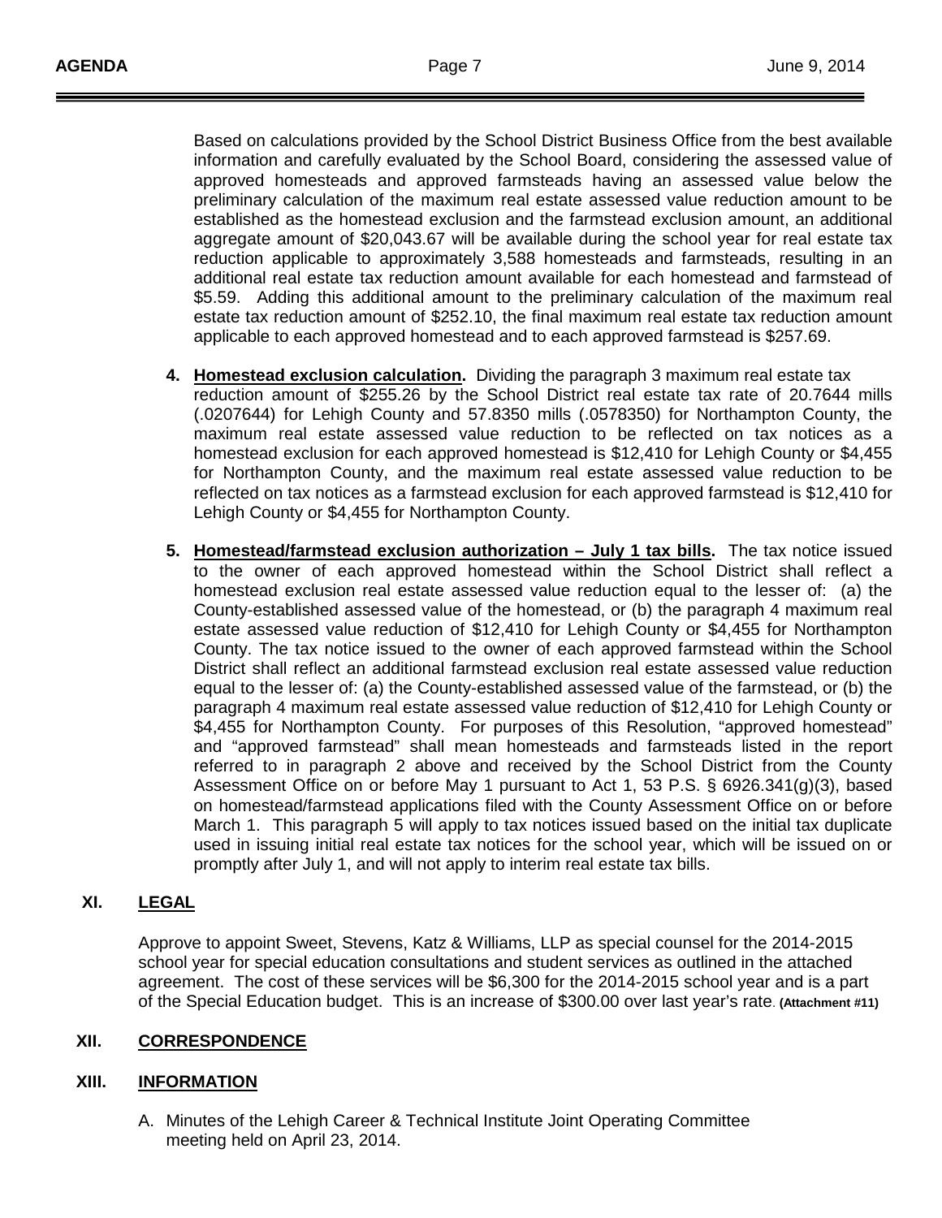Based on calculations provided by the School District Business Office from the best available information and carefully evaluated by the School Board, considering the assessed value of approved homesteads and approved farmsteads having an assessed value below the preliminary calculation of the maximum real estate assessed value reduction amount to be established as the homestead exclusion and the farmstead exclusion amount, an additional aggregate amount of $20,043.67 will be available during the school year for real estate tax reduction applicable to approximately 3,588 homesteads and farmsteads, resulting in an additional real estate tax reduction amount available for each homestead and farmstead of $5.59. Adding this additional amount to the preliminary calculation of the maximum real estate tax reduction amount of $252.10, the final maximum real estate tax reduction amount applicable to each approved homestead and to each approved farmstead is $257.69.

4. **<u>Homestead exclusion calculation</u>.** Dividing the paragraph 3 maximum real estate tax reduction amount of $255.26 by the School District real estate tax rate of 20.7644 mills (.0207644) for Lehigh County and 57.8350 mills (.0578350) for Northampton County, the maximum real estate assessed value reduction to be reflected on tax notices as a homestead exclusion for each approved homestead is $12,410 for Lehigh County or $4,455 for Northampton County, and the maximum real estate assessed value reduction to be reflected on tax notices as a farmstead exclusion for each approved farmstead is $12,410 for Lehigh County or $4,455 for Northampton County.

5. **<u>Homestead/farmstead exclusion authorization – July 1 tax bills</u>.** The tax notice issued to the owner of each approved homestead within the School District shall reflect a homestead exclusion real estate assessed value reduction equal to the lesser of: (a) the County-established assessed value of the homestead, or (b) the paragraph 4 maximum real estate assessed value reduction of $12,410 for Lehigh County or $4,455 for Northampton County. The tax notice issued to the owner of each approved farmstead within the School District shall reflect an additional farmstead exclusion real estate assessed value reduction equal to the lesser of: (a) the County-established assessed value of the farmstead, or (b) the paragraph 4 maximum real estate assessed value reduction of $12,410 for Lehigh County or $4,455 for Northampton County. For purposes of this Resolution, "approved homestead" and "approved farmstead" shall mean homesteads and farmsteads listed in the report referred to in paragraph 2 above and received by the School District from the County Assessment Office on or before May 1 pursuant to Act 1, 53 P.S. § 6926.341(g)(3), based on homestead/farmstead applications filed with the County Assessment Office on or before March 1. This paragraph 5 will apply to tax notices issued based on the initial tax duplicate used in issuing initial real estate tax notices for the school year, which will be issued on or promptly after July 1, and will not apply to interim real estate tax bills.

## XI. <u>LEGAL</u>

Approve to appoint Sweet, Stevens, Katz & Williams, LLP as special counsel for the 2014-2015 school year for special education consultations and student services as outlined in the attached agreement. The cost of these services will be $6,300 for the 2014-2015 school year and is a part of the Special Education budget. This is an increase of $300.00 over last year's rate. **(Attachment #11)**

## XII. <u>CORRESPONDENCE</u>

## XIII. <u>INFORMATION</u>

A. Minutes of the Lehigh Career & Technical Institute Joint Operating Committee meeting held on April 23, 2014.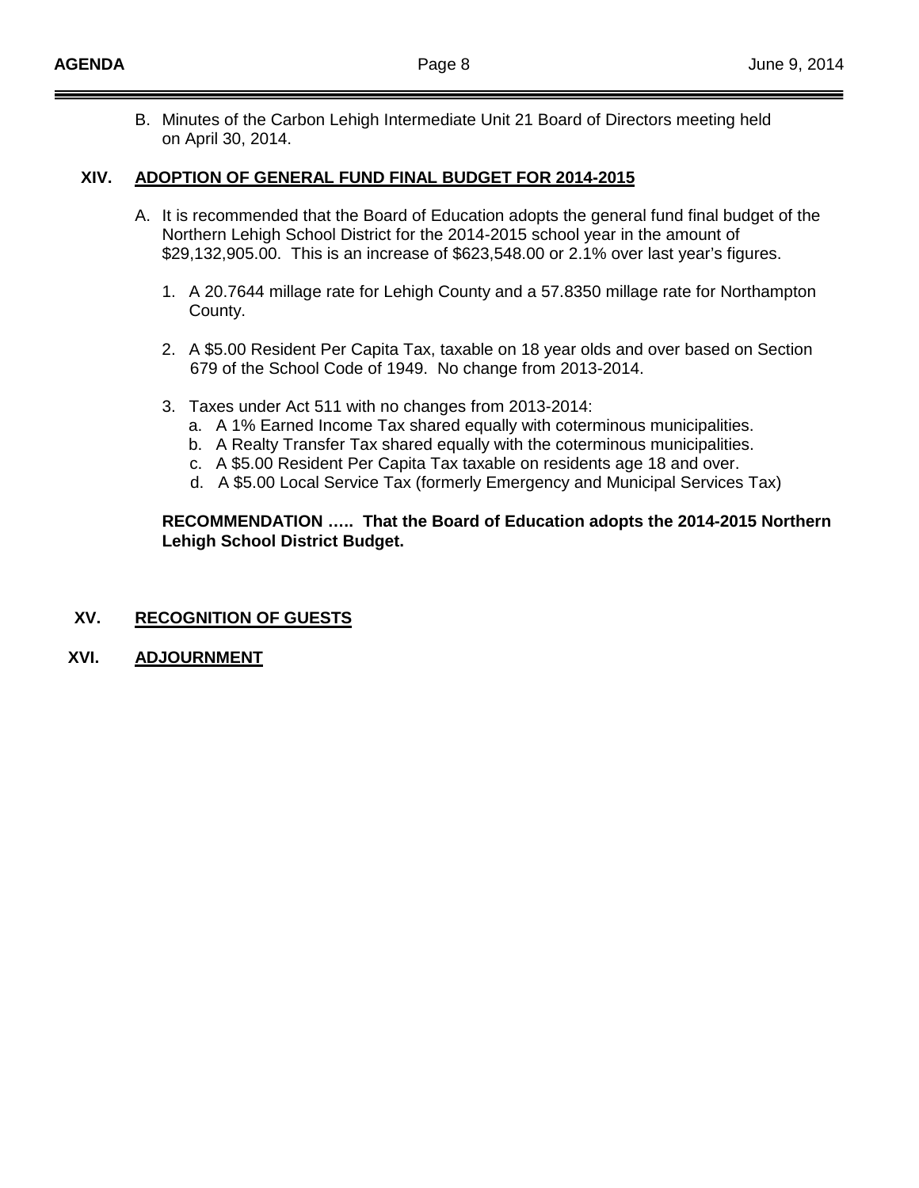B. Minutes of the Carbon Lehigh Intermediate Unit 21 Board of Directors meeting held on April 30, 2014.

## XIV. ADOPTION OF GENERAL FUND FINAL BUDGET FOR 2014-2015

A. It is recommended that the Board of Education adopts the general fund final budget of the Northern Lehigh School District for the 2014-2015 school year in the amount of $29,132,905.00. This is an increase of $623,548.00 or 2.1% over last year's figures.

1. A 20.7644 millage rate for Lehigh County and a 57.8350 millage rate for Northampton County.

2. A $5.00 Resident Per Capita Tax, taxable on 18 year olds and over based on Section 679 of the School Code of 1949. No change from 2013-2014.

3. Taxes under Act 511 with no changes from 2013-2014:
   a. A 1% Earned Income Tax shared equally with coterminous municipalities.
   b. A Realty Transfer Tax shared equally with the coterminous municipalities.
   c. A $5.00 Resident Per Capita Tax taxable on residents age 18 and over.
   d. A $5.00 Local Service Tax (formerly Emergency and Municipal Services Tax)

**RECOMMENDATION ….. That the Board of Education adopts the 2014-2015 Northern Lehigh School District Budget.**

## XV. RECOGNITION OF GUESTS

## XVI. ADJOURNMENT